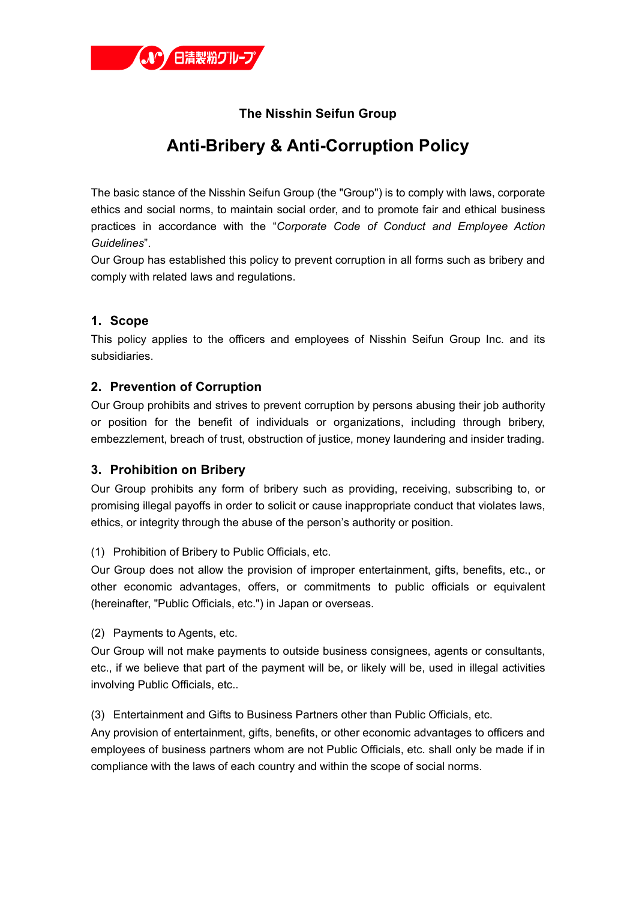### The Nisshin Seifun Group

# Anti-Bribery & Anti-Corruption Policy

The basic stance of the Nisshin Seifun Group (the "Group") is to comply with laws, corporate ethics and social norms, to maintain social order, and to promote fair and ethical business practices in accordance with the "*Corporate Code of Conduct and Employee Action Guidelines*".

Our Group has established this policy to prevent corruption in all forms such as bribery and comply with related laws and regulations.

## 1. Scope

This policy applies to the officers and employees of Nisshin Seifun Group Inc. and its subsidiaries.

## 2. Prevention of Corruption

Our Group prohibits and strives to prevent corruption by persons abusing their job authority or position for the benefit of individuals or organizations, including through bribery, embezzlement, breach of trust, obstruction of justice, money laundering and insider trading.

## 3. Prohibition on Bribery

Our Group prohibits any form of bribery such as providing, receiving, subscribing to, or promising illegal payoffs in order to solicit or cause inappropriate conduct that violates laws, ethics, or integrity through the abuse of the person's authority or position.

(1) Prohibition of Bribery to Public Officials, etc.

Our Group does not allow the provision of improper entertainment, gifts, benefits, etc., or other economic advantages, offers, or commitments to public officials or equivalent (hereinafter, "Public Officials, etc.") in Japan or overseas.

(2) Payments to Agents, etc.

Our Group will not make payments to outside business consignees, agents or consultants, etc., if we believe that part of the payment will be, or likely will be, used in illegal activities involving Public Officials, etc..

(3) Entertainment and Gifts to Business Partners other than Public Officials, etc.

Any provision of entertainment, gifts, benefits, or other economic advantages to officers and employees of business partners whom are not Public Officials, etc. shall only be made if in compliance with the laws of each country and within the scope of social norms.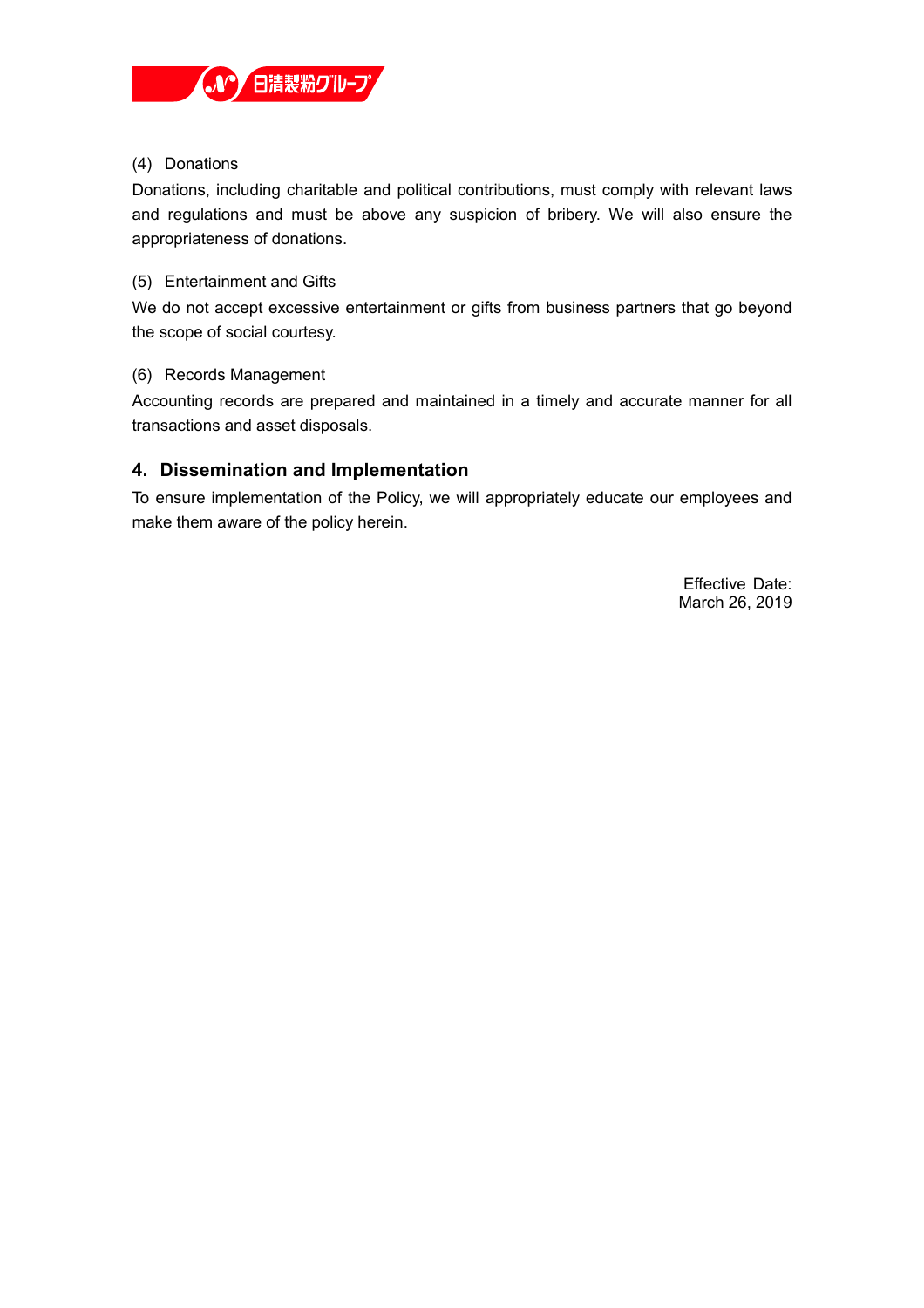(4) Donations

Donations, including charitable and political contributions, must comply with relevant laws and regulations and must be above any suspicion of bribery. We will also ensure the appropriateness of donations.

(5) Entertainment and Gifts

We do not accept excessive entertainment or gifts from business partners that go beyond the scope of social courtesy.

(6) Records Management

Accounting records are prepared and maintained in a timely and accurate manner for all transactions and asset disposals.

## 4. Dissemination and Implementation

To ensure implementation of the Policy, we will appropriately educate our employees and make them aware of the policy herein.

Effective Date:
March 26, 2019